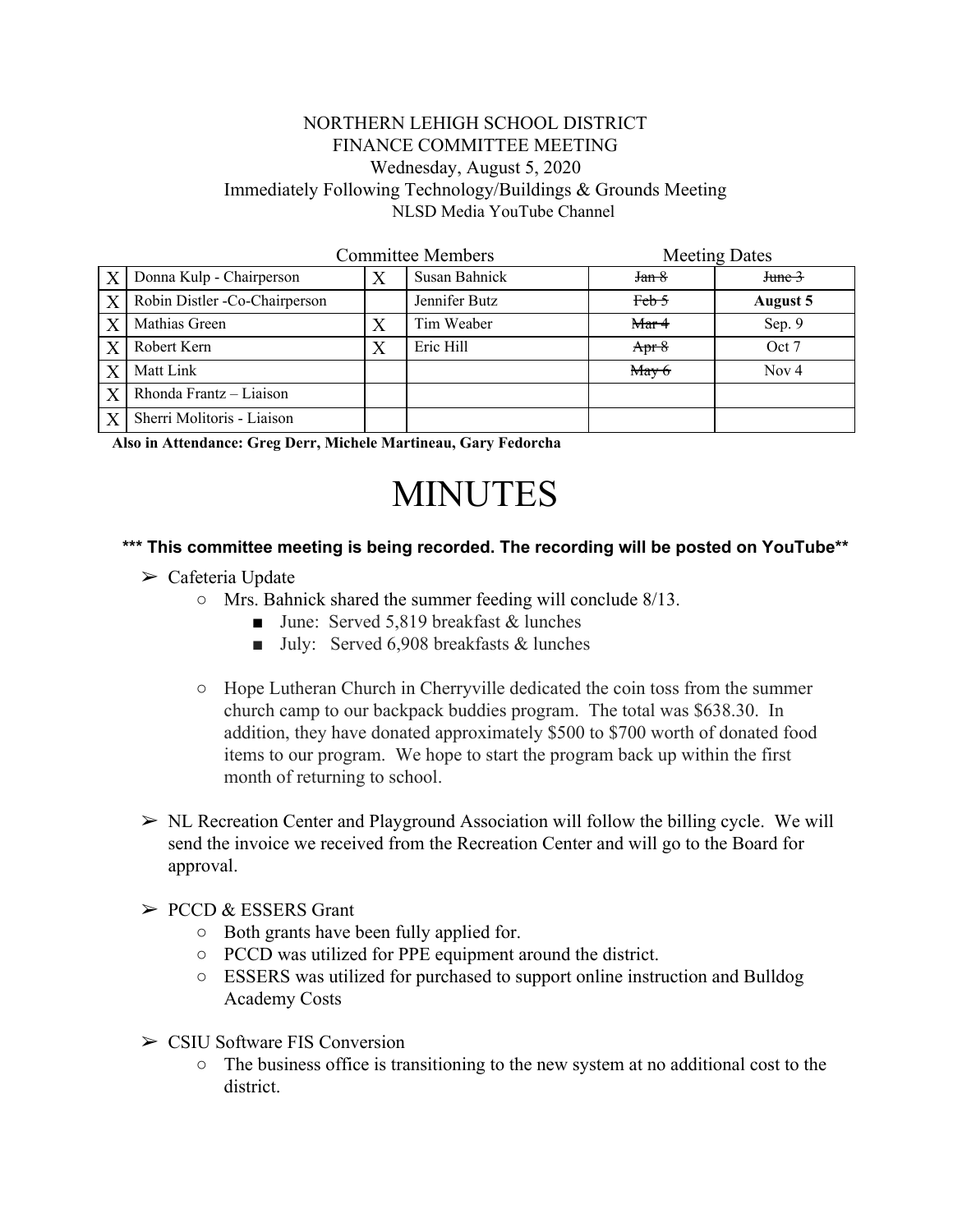NORTHERN LEHIGH SCHOOL DISTRICT
FINANCE COMMITTEE MEETING
Wednesday, August 5, 2020
Immediately Following Technology/Buildings & Grounds Meeting
NLSD Media YouTube Channel

| Committee Members | | | | Meeting Dates | |
|---|---|---|---|---|---|
| X | Donna Kulp - Chairperson | X | Susan Bahnick | ~~Jan 8~~ | ~~June 3~~ |
| X | Robin Distler -Co-Chairperson | | Jennifer Butz | ~~Feb 5~~ | **August 5** |
| X | Mathias Green | X | Tim Weaber | ~~Mar 4~~ | Sep. 9 |
| X | Robert Kern | X | Eric Hill | ~~Apr 8~~ | Oct 7 |
| X | Matt Link | | | ~~May 6~~ | Nov 4 |
| X | Rhonda Frantz – Liaison | | | | |
| X | Sherri Molitoris - Liaison | | | | |

**Also in Attendance: Greg Derr, Michele Martineau, Gary Fedorcha**

# MINUTES

**\*\*\* This committee meeting is being recorded. The recording will be posted on YouTube\*\***

- Cafeteria Update
  - Mrs. Bahnick shared the summer feeding will conclude 8/13.
    - June: Served 5,819 breakfast & lunches
    - July: Served 6,908 breakfasts & lunches
  - Hope Lutheran Church in Cherryville dedicated the coin toss from the summer church camp to our backpack buddies program. The total was $638.30. In addition, they have donated approximately $500 to $700 worth of donated food items to our program. We hope to start the program back up within the first month of returning to school.
- NL Recreation Center and Playground Association will follow the billing cycle. We will send the invoice we received from the Recreation Center and will go to the Board for approval.
- PCCD & ESSERS Grant
  - Both grants have been fully applied for.
  - PCCD was utilized for PPE equipment around the district.
  - ESSERS was utilized for purchased to support online instruction and Bulldog Academy Costs
- CSIU Software FIS Conversion
  - The business office is transitioning to the new system at no additional cost to the district.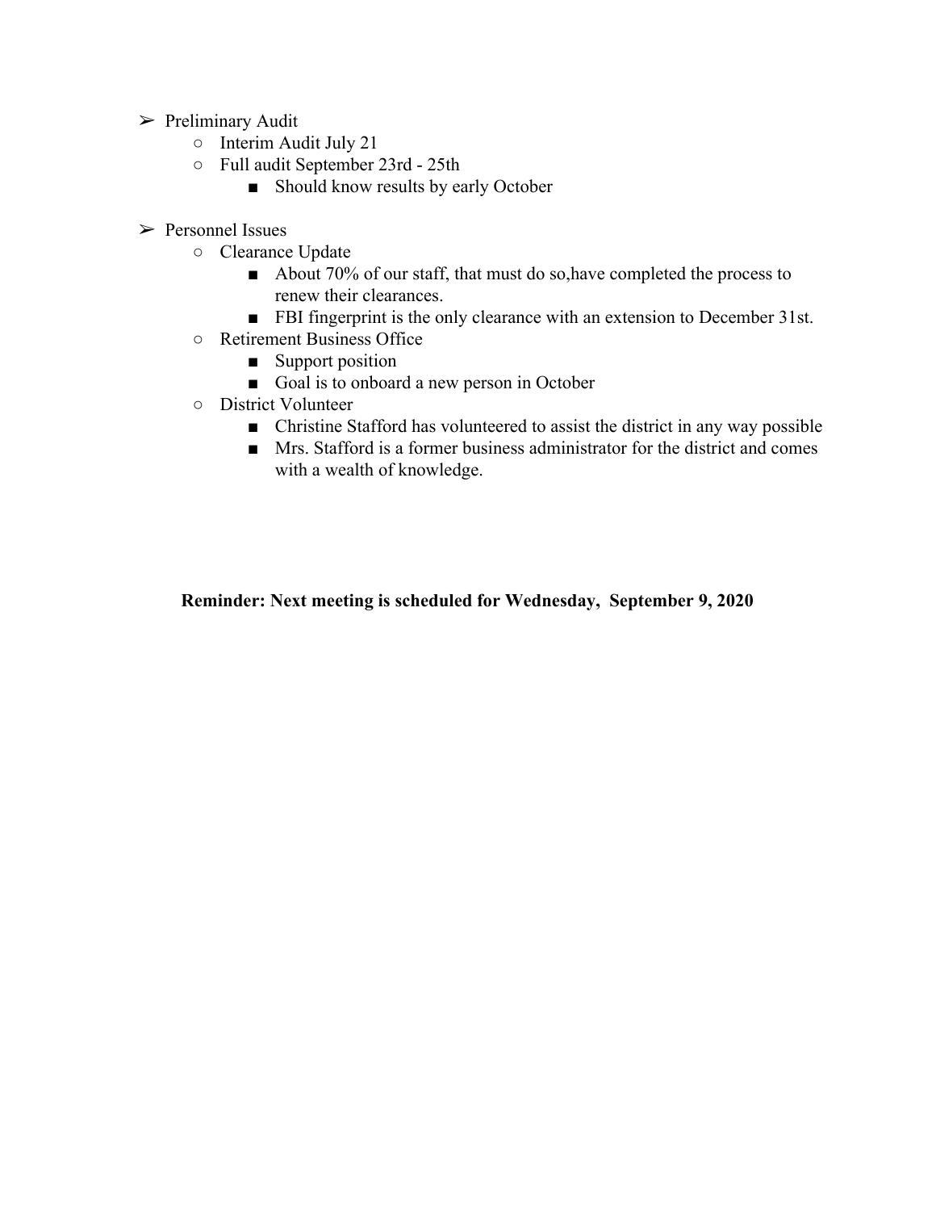- Preliminary Audit
  - Interim Audit July 21
  - Full audit September 23rd - 25th
    - Should know results by early October

- Personnel Issues
  - Clearance Update
    - About 70% of our staff, that must do so,have completed the process to renew their clearances.
    - FBI fingerprint is the only clearance with an extension to December 31st.
  - Retirement Business Office
    - Support position
    - Goal is to onboard a new person in October
  - District Volunteer
    - Christine Stafford has volunteered to assist the district in any way possible
    - Mrs. Stafford is a former business administrator for the district and comes with a wealth of knowledge.

**Reminder: Next meeting is scheduled for Wednesday, September 9, 2020**